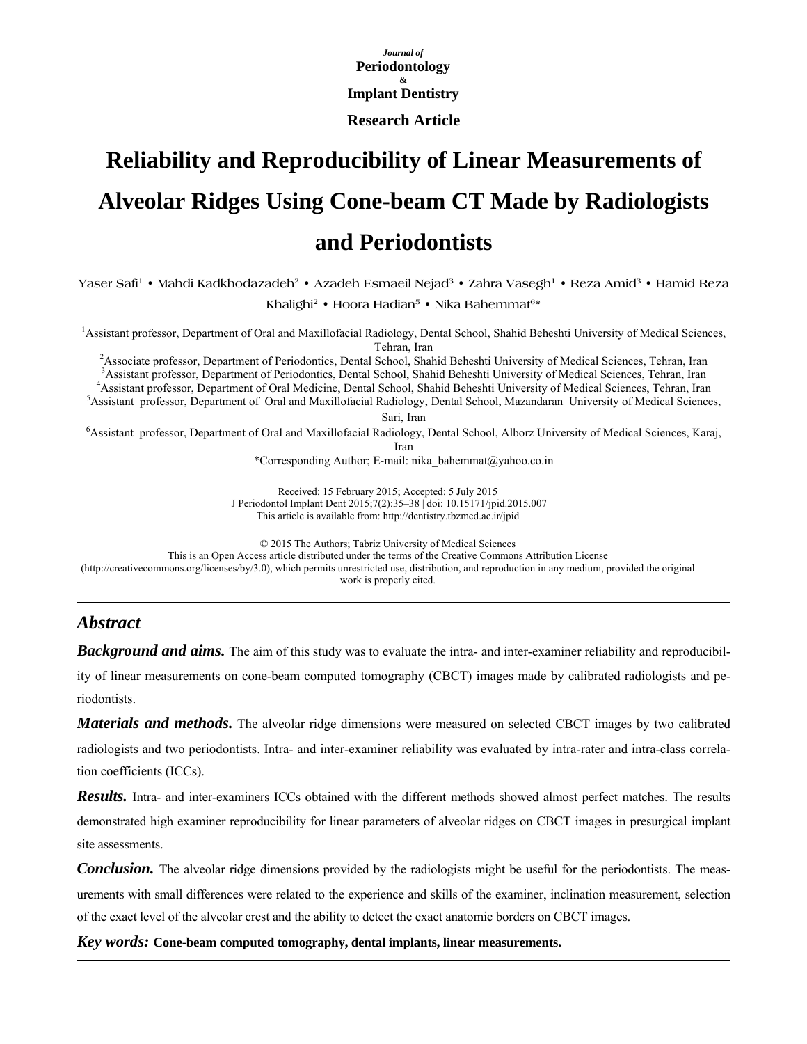*Journal of*
**Periodontology**
**&**
**Implant Dentistry**

**Research Article**

# Reliability and Reproducibility of Linear Measurements of Alveolar Ridges Using Cone-beam CT Made by Radiologists and Periodontists

Yaser Safi[1] • Mahdi Kadkhodazadeh[2] • Azadeh Esmaeil Nejad[3] • Zahra Vasegh[1] • Reza Amid[3] • Hamid Reza Khalighi[2] • Hoora Hadian[5] • Nika Bahemmat[6]*

[1]Assistant professor, Department of Oral and Maxillofacial Radiology, Dental School, Shahid Beheshti University of Medical Sciences, Tehran, Iran
[2]Associate professor, Department of Periodontics, Dental School, Shahid Beheshti University of Medical Sciences, Tehran, Iran
[3]Assistant professor, Department of Periodontics, Dental School, Shahid Beheshti University of Medical Sciences, Tehran, Iran
[4]Assistant professor, Department of Oral Medicine, Dental School, Shahid Beheshti University of Medical Sciences, Tehran, Iran
[5]Assistant professor, Department of Oral and Maxillofacial Radiology, Dental School, Mazandaran University of Medical Sciences, Sari, Iran
[6]Assistant professor, Department of Oral and Maxillofacial Radiology, Dental School, Alborz University of Medical Sciences, Karaj, Iran
*Corresponding Author; E-mail: nika_bahemmat@yahoo.co.in

Received: 15 February 2015; Accepted: 5 July 2015
J Periodontol Implant Dent 2015;7(2):35–38 | doi: 10.15171/jpid.2015.007
This article is available from: http://dentistry.tbzmed.ac.ir/jpid

© 2015 The Authors; Tabriz University of Medical Sciences
This is an Open Access article distributed under the terms of the Creative Commons Attribution License (http://creativecommons.org/licenses/by/3.0), which permits unrestricted use, distribution, and reproduction in any medium, provided the original work is properly cited.

---

## Abstract

***Background and aims.*** The aim of this study was to evaluate the intra- and inter-examiner reliability and reproducibility of linear measurements on cone-beam computed tomography (CBCT) images made by calibrated radiologists and periodontists.

***Materials and methods.*** The alveolar ridge dimensions were measured on selected CBCT images by two calibrated radiologists and two periodontists. Intra- and inter-examiner reliability was evaluated by intra-rater and intra-class correlation coefficients (ICCs).

***Results.*** Intra- and inter-examiners ICCs obtained with the different methods showed almost perfect matches. The results demonstrated high examiner reproducibility for linear parameters of alveolar ridges on CBCT images in presurgical implant site assessments.

***Conclusion.*** The alveolar ridge dimensions provided by the radiologists might be useful for the periodontists. The measurements with small differences were related to the experience and skills of the examiner, inclination measurement, selection of the exact level of the alveolar crest and the ability to detect the exact anatomic borders on CBCT images.

***Key words:*** **Cone-beam computed tomography, dental implants, linear measurements.**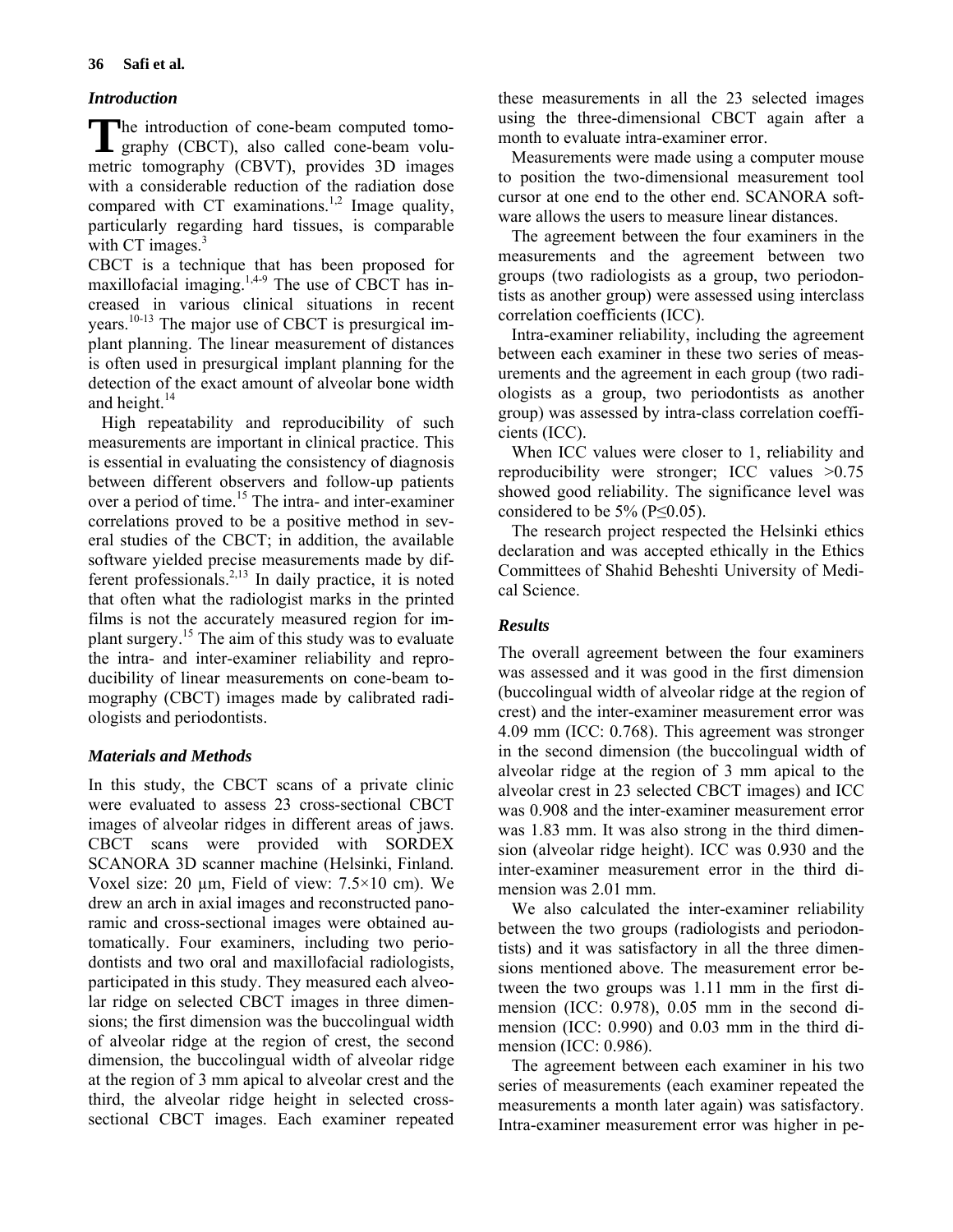## Introduction

The introduction of cone-beam computed tomography (CBCT), also called cone-beam volumetric tomography (CBVT), provides 3D images with a considerable reduction of the radiation dose compared with CT examinations.[1,2] Image quality, particularly regarding hard tissues, is comparable with CT images.[3]

CBCT is a technique that has been proposed for maxillofacial imaging.[1,4-9] The use of CBCT has increased in various clinical situations in recent years.[10-13] The major use of CBCT is presurgical implant planning. The linear measurement of distances is often used in presurgical implant planning for the detection of the exact amount of alveolar bone width and height.[14]

High repeatability and reproducibility of such measurements are important in clinical practice. This is essential in evaluating the consistency of diagnosis between different observers and follow-up patients over a period of time.[15] The intra- and inter-examiner correlations proved to be a positive method in several studies of the CBCT; in addition, the available software yielded precise measurements made by different professionals.[2,13] In daily practice, it is noted that often what the radiologist marks in the printed films is not the accurately measured region for implant surgery.[15] The aim of this study was to evaluate the intra- and inter-examiner reliability and reproducibility of linear measurements on cone-beam tomography (CBCT) images made by calibrated radiologists and periodontists.

## Materials and Methods

In this study, the CBCT scans of a private clinic were evaluated to assess 23 cross-sectional CBCT images of alveolar ridges in different areas of jaws. CBCT scans were provided with SORDEX SCANORA 3D scanner machine (Helsinki, Finland. Voxel size: 20 µm, Field of view: 7.5×10 cm). We drew an arch in axial images and reconstructed panoramic and cross-sectional images were obtained automatically. Four examiners, including two periodontists and two oral and maxillofacial radiologists, participated in this study. They measured each alveolar ridge on selected CBCT images in three dimensions; the first dimension was the buccolingual width of alveolar ridge at the region of crest, the second dimension, the buccolingual width of alveolar ridge at the region of 3 mm apical to alveolar crest and the third, the alveolar ridge height in selected cross-sectional CBCT images. Each examiner repeated these measurements in all the 23 selected images using the three-dimensional CBCT again after a month to evaluate intra-examiner error.

Measurements were made using a computer mouse to position the two-dimensional measurement tool cursor at one end to the other end. SCANORA software allows the users to measure linear distances.

The agreement between the four examiners in the measurements and the agreement between two groups (two radiologists as a group, two periodontists as another group) were assessed using interclass correlation coefficients (ICC).

Intra-examiner reliability, including the agreement between each examiner in these two series of measurements and the agreement in each group (two radiologists as a group, two periodontists as another group) was assessed by intra-class correlation coefficients (ICC).

When ICC values were closer to 1, reliability and reproducibility were stronger; ICC values >0.75 showed good reliability. The significance level was considered to be 5% ($P \leq 0.05$).

The research project respected the Helsinki ethics declaration and was accepted ethically in the Ethics Committees of Shahid Beheshti University of Medical Science.

## Results

The overall agreement between the four examiners was assessed and it was good in the first dimension (buccolingual width of alveolar ridge at the region of crest) and the inter-examiner measurement error was 4.09 mm (ICC: 0.768). This agreement was stronger in the second dimension (the buccolingual width of alveolar ridge at the region of 3 mm apical to the alveolar crest in 23 selected CBCT images) and ICC was 0.908 and the inter-examiner measurement error was 1.83 mm. It was also strong in the third dimension (alveolar ridge height). ICC was 0.930 and the inter-examiner measurement error in the third dimension was 2.01 mm.

We also calculated the inter-examiner reliability between the two groups (radiologists and periodontists) and it was satisfactory in all the three dimensions mentioned above. The measurement error between the two groups was 1.11 mm in the first dimension (ICC: 0.978), 0.05 mm in the second dimension (ICC: 0.990) and 0.03 mm in the third dimension (ICC: 0.986).

The agreement between each examiner in his two series of measurements (each examiner repeated the measurements a month later again) was satisfactory. Intra-examiner measurement error was higher in pe-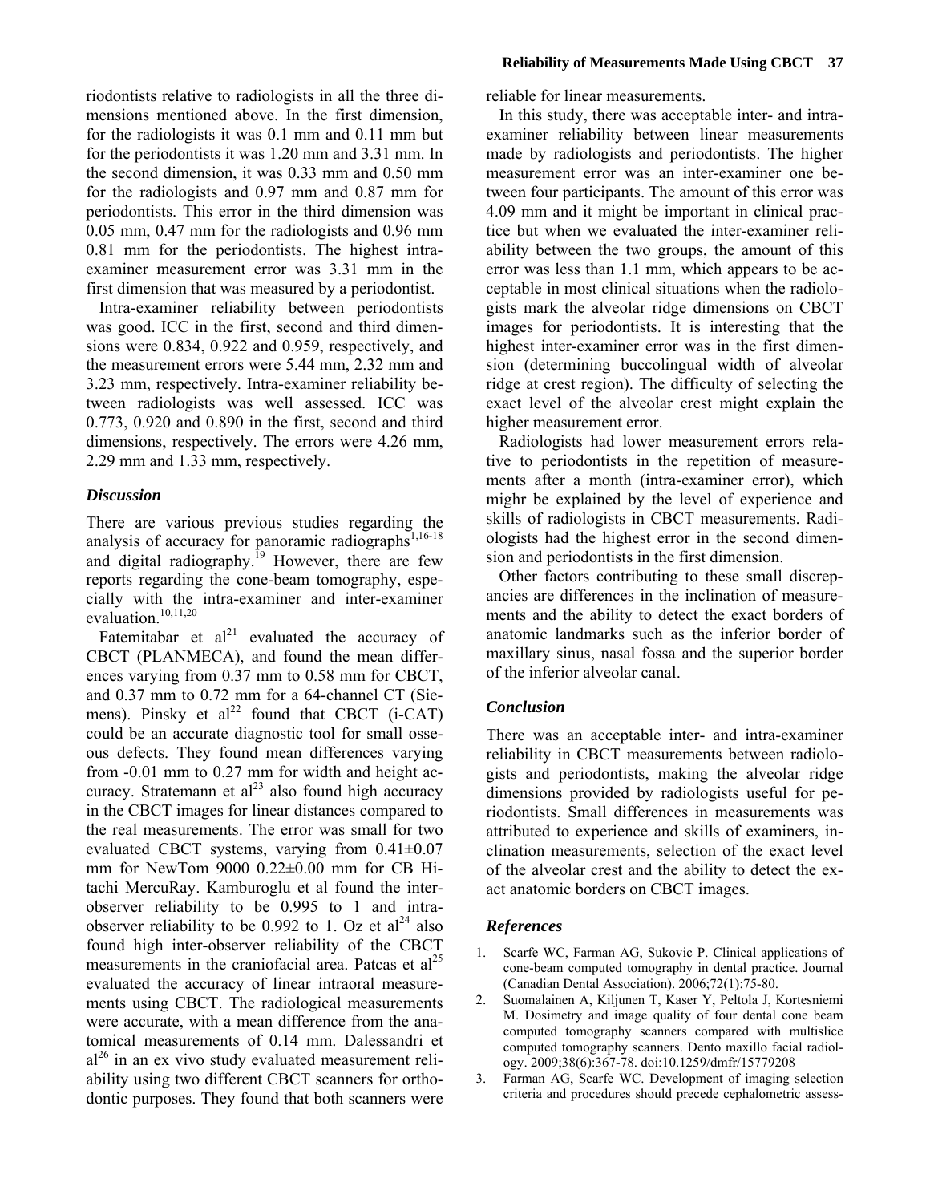riodontists relative to radiologists in all the three dimensions mentioned above. In the first dimension, for the radiologists it was 0.1 mm and 0.11 mm but for the periodontists it was 1.20 mm and 3.31 mm. In the second dimension, it was 0.33 mm and 0.50 mm for the radiologists and 0.97 mm and 0.87 mm for periodontists. This error in the third dimension was 0.05 mm, 0.47 mm for the radiologists and 0.96 mm 0.81 mm for the periodontists. The highest intra-examiner measurement error was 3.31 mm in the first dimension that was measured by a periodontist.

Intra-examiner reliability between periodontists was good. ICC in the first, second and third dimensions were 0.834, 0.922 and 0.959, respectively, and the measurement errors were 5.44 mm, 2.32 mm and 3.23 mm, respectively. Intra-examiner reliability between radiologists was well assessed. ICC was 0.773, 0.920 and 0.890 in the first, second and third dimensions, respectively. The errors were 4.26 mm, 2.29 mm and 1.33 mm, respectively.

### *Discussion*

There are various previous studies regarding the analysis of accuracy for panoramic radiographs[1,16-18] and digital radiography.[19] However, there are few reports regarding the cone-beam tomography, especially with the intra-examiner and inter-examiner evaluation.[10,11,20]

Fatemitabar et al[21] evaluated the accuracy of CBCT (PLANMECA), and found the mean differences varying from 0.37 mm to 0.58 mm for CBCT, and 0.37 mm to 0.72 mm for a 64-channel CT (Siemens). Pinsky et al[22] found that CBCT (i-CAT) could be an accurate diagnostic tool for small osseous defects. They found mean differences varying from -0.01 mm to 0.27 mm for width and height accuracy. Stratemann et al[23] also found high accuracy in the CBCT images for linear distances compared to the real measurements. The error was small for two evaluated CBCT systems, varying from 0.41±0.07 mm for NewTom 9000 0.22±0.00 mm for CB Hitachi MercuRay. Kamburoglu et al found the inter-observer reliability to be 0.995 to 1 and intra-observer reliability to be 0.992 to 1. Oz et al[24] also found high inter-observer reliability of the CBCT measurements in the craniofacial area. Patcas et al[25] evaluated the accuracy of linear intraoral measurements using CBCT. The radiological measurements were accurate, with a mean difference from the anatomical measurements of 0.14 mm. Dalessandri et al[26] in an ex vivo study evaluated measurement reliability using two different CBCT scanners for orthodontic purposes. They found that both scanners were reliable for linear measurements.

In this study, there was acceptable inter- and intra-examiner reliability between linear measurements made by radiologists and periodontists. The higher measurement error was an inter-examiner one between four participants. The amount of this error was 4.09 mm and it might be important in clinical practice but when we evaluated the inter-examiner reliability between the two groups, the amount of this error was less than 1.1 mm, which appears to be acceptable in most clinical situations when the radiologists mark the alveolar ridge dimensions on CBCT images for periodontists. It is interesting that the highest inter-examiner error was in the first dimension (determining buccolingual width of alveolar ridge at crest region). The difficulty of selecting the exact level of the alveolar crest might explain the higher measurement error.

Radiologists had lower measurement errors relative to periodontists in the repetition of measurements after a month (intra-examiner error), which mighr be explained by the level of experience and skills of radiologists in CBCT measurements. Radiologists had the highest error in the second dimension and periodontists in the first dimension.

Other factors contributing to these small discrepancies are differences in the inclination of measurements and the ability to detect the exact borders of anatomic landmarks such as the inferior border of maxillary sinus, nasal fossa and the superior border of the inferior alveolar canal.

### *Conclusion*

There was an acceptable inter- and intra-examiner reliability in CBCT measurements between radiologists and periodontists, making the alveolar ridge dimensions provided by radiologists useful for periodontists. Small differences in measurements was attributed to experience and skills of examiners, inclination measurements, selection of the exact level of the alveolar crest and the ability to detect the exact anatomic borders on CBCT images.

### *References*

1. Scarfe WC, Farman AG, Sukovic P. Clinical applications of cone-beam computed tomography in dental practice. Journal (Canadian Dental Association). 2006;72(1):75-80.
2. Suomalainen A, Kiljunen T, Kaser Y, Peltola J, Kortesniemi M. Dosimetry and image quality of four dental cone beam computed tomography scanners compared with multislice computed tomography scanners. Dento maxillo facial radiology. 2009;38(6):367-78. doi:10.1259/dmfr/15779208
3. Farman AG, Scarfe WC. Development of imaging selection criteria and procedures should precede cephalometric assess-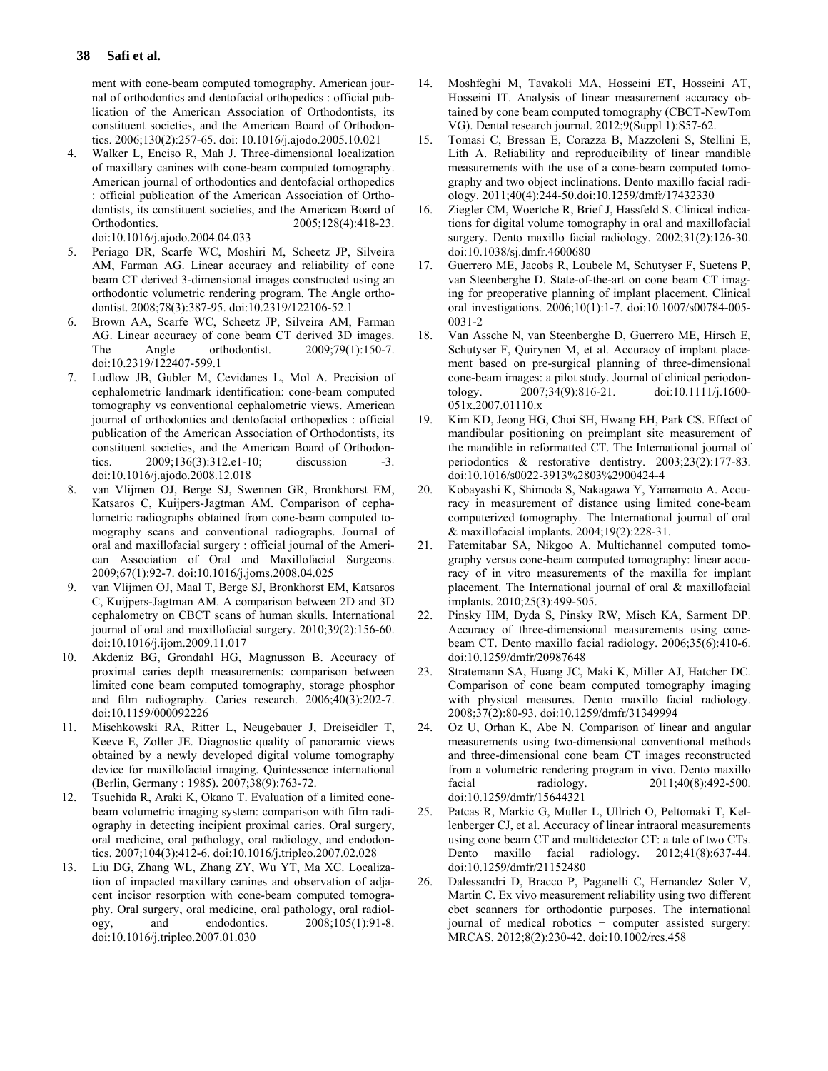ment with cone-beam computed tomography. American journal of orthodontics and dentofacial orthopedics : official publication of the American Association of Orthodontists, its constituent societies, and the American Board of Orthodontics. 2006;130(2):257-65. doi: 10.1016/j.ajodo.2005.10.021

4. Walker L, Enciso R, Mah J. Three-dimensional localization of maxillary canines with cone-beam computed tomography. American journal of orthodontics and dentofacial orthopedics : official publication of the American Association of Orthodontists, its constituent societies, and the American Board of Orthodontics. 2005;128(4):418-23. doi:10.1016/j.ajodo.2004.04.033
5. Periago DR, Scarfe WC, Moshiri M, Scheetz JP, Silveira AM, Farman AG. Linear accuracy and reliability of cone beam CT derived 3-dimensional images constructed using an orthodontic volumetric rendering program. The Angle orthodontist. 2008;78(3):387-95. doi:10.2319/122106-52.1
6. Brown AA, Scarfe WC, Scheetz JP, Silveira AM, Farman AG. Linear accuracy of cone beam CT derived 3D images. The Angle orthodontist. 2009;79(1):150-7. doi:10.2319/122407-599.1
7. Ludlow JB, Gubler M, Cevidanes L, Mol A. Precision of cephalometric landmark identification: cone-beam computed tomography vs conventional cephalometric views. American journal of orthodontics and dentofacial orthopedics : official publication of the American Association of Orthodontists, its constituent societies, and the American Board of Orthodontics. 2009;136(3):312.e1-10; discussion -3. doi:10.1016/j.ajodo.2008.12.018
8. van Vlijmen OJ, Berge SJ, Swennen GR, Bronkhorst EM, Katsaros C, Kuijpers-Jagtman AM. Comparison of cephalometric radiographs obtained from cone-beam computed tomography scans and conventional radiographs. Journal of oral and maxillofacial surgery : official journal of the American Association of Oral and Maxillofacial Surgeons. 2009;67(1):92-7. doi:10.1016/j.joms.2008.04.025
9. van Vlijmen OJ, Maal T, Berge SJ, Bronkhorst EM, Katsaros C, Kuijpers-Jagtman AM. A comparison between 2D and 3D cephalometry on CBCT scans of human skulls. International journal of oral and maxillofacial surgery. 2010;39(2):156-60. doi:10.1016/j.ijom.2009.11.017
10. Akdeniz BG, Grondahl HG, Magnusson B. Accuracy of proximal caries depth measurements: comparison between limited cone beam computed tomography, storage phosphor and film radiography. Caries research. 2006;40(3):202-7. doi:10.1159/000092226
11. Mischkowski RA, Ritter L, Neugebauer J, Dreiseidler T, Keeve E, Zoller JE. Diagnostic quality of panoramic views obtained by a newly developed digital volume tomography device for maxillofacial imaging. Quintessence international (Berlin, Germany : 1985). 2007;38(9):763-72.
12. Tsuchida R, Araki K, Okano T. Evaluation of a limited cone-beam volumetric imaging system: comparison with film radiography in detecting incipient proximal caries. Oral surgery, oral medicine, oral pathology, oral radiology, and endodontics. 2007;104(3):412-6. doi:10.1016/j.tripleo.2007.02.028
13. Liu DG, Zhang WL, Zhang ZY, Wu YT, Ma XC. Localization of impacted maxillary canines and observation of adjacent incisor resorption with cone-beam computed tomography. Oral surgery, oral medicine, oral pathology, oral radiology, and endodontics. 2008;105(1):91-8. doi:10.1016/j.tripleo.2007.01.030
14. Moshfeghi M, Tavakoli MA, Hosseini ET, Hosseini AT, Hosseini IT. Analysis of linear measurement accuracy obtained by cone beam computed tomography (CBCT-NewTom VG). Dental research journal. 2012;9(Suppl 1):S57-62.
15. Tomasi C, Bressan E, Corazza B, Mazzoleni S, Stellini E, Lith A. Reliability and reproducibility of linear mandible measurements with the use of a cone-beam computed tomography and two object inclinations. Dento maxillo facial radiology. 2011;40(4):244-50.doi:10.1259/dmfr/17432330
16. Ziegler CM, Woertche R, Brief J, Hassfeld S. Clinical indications for digital volume tomography in oral and maxillofacial surgery. Dento maxillo facial radiology. 2002;31(2):126-30. doi:10.1038/sj.dmfr.4600680
17. Guerrero ME, Jacobs R, Loubele M, Schutyser F, Suetens P, van Steenberghe D. State-of-the-art on cone beam CT imaging for preoperative planning of implant placement. Clinical oral investigations. 2006;10(1):1-7. doi:10.1007/s00784-005-0031-2
18. Van Assche N, van Steenberghe D, Guerrero ME, Hirsch E, Schutyser F, Quirynen M, et al. Accuracy of implant placement based on pre-surgical planning of three-dimensional cone-beam images: a pilot study. Journal of clinical periodontology. 2007;34(9):816-21. doi:10.1111/j.1600-051x.2007.01110.x
19. Kim KD, Jeong HG, Choi SH, Hwang EH, Park CS. Effect of mandibular positioning on preimplant site measurement of the mandible in reformatted CT. The International journal of periodontics & restorative dentistry. 2003;23(2):177-83. doi:10.1016/s0022-3913%2803%2900424-4
20. Kobayashi K, Shimoda S, Nakagawa Y, Yamamoto A. Accuracy in measurement of distance using limited cone-beam computerized tomography. The International journal of oral & maxillofacial implants. 2004;19(2):228-31.
21. Fatemitabar SA, Nikgoo A. Multichannel computed tomography versus cone-beam computed tomography: linear accuracy of in vitro measurements of the maxilla for implant placement. The International journal of oral & maxillofacial implants. 2010;25(3):499-505.
22. Pinsky HM, Dyda S, Pinsky RW, Misch KA, Sarment DP. Accuracy of three-dimensional measurements using cone-beam CT. Dento maxillo facial radiology. 2006;35(6):410-6. doi:10.1259/dmfr/20987648
23. Stratemann SA, Huang JC, Maki K, Miller AJ, Hatcher DC. Comparison of cone beam computed tomography imaging with physical measures. Dento maxillo facial radiology. 2008;37(2):80-93. doi:10.1259/dmfr/31349994
24. Oz U, Orhan K, Abe N. Comparison of linear and angular measurements using two-dimensional conventional methods and three-dimensional cone beam CT images reconstructed from a volumetric rendering program in vivo. Dento maxillo facial radiology. 2011;40(8):492-500. doi:10.1259/dmfr/15644321
25. Patcas R, Markic G, Muller L, Ullrich O, Peltomaki T, Kellenberger CJ, et al. Accuracy of linear intraoral measurements using cone beam CT and multidetector CT: a tale of two CTs. Dento maxillo facial radiology. 2012;41(8):637-44. doi:10.1259/dmfr/21152480
26. Dalessandri D, Bracco P, Paganelli C, Hernandez Soler V, Martin C. Ex vivo measurement reliability using two different cbct scanners for orthodontic purposes. The international journal of medical robotics + computer assisted surgery: MRCAS. 2012;8(2):230-42. doi:10.1002/rcs.458